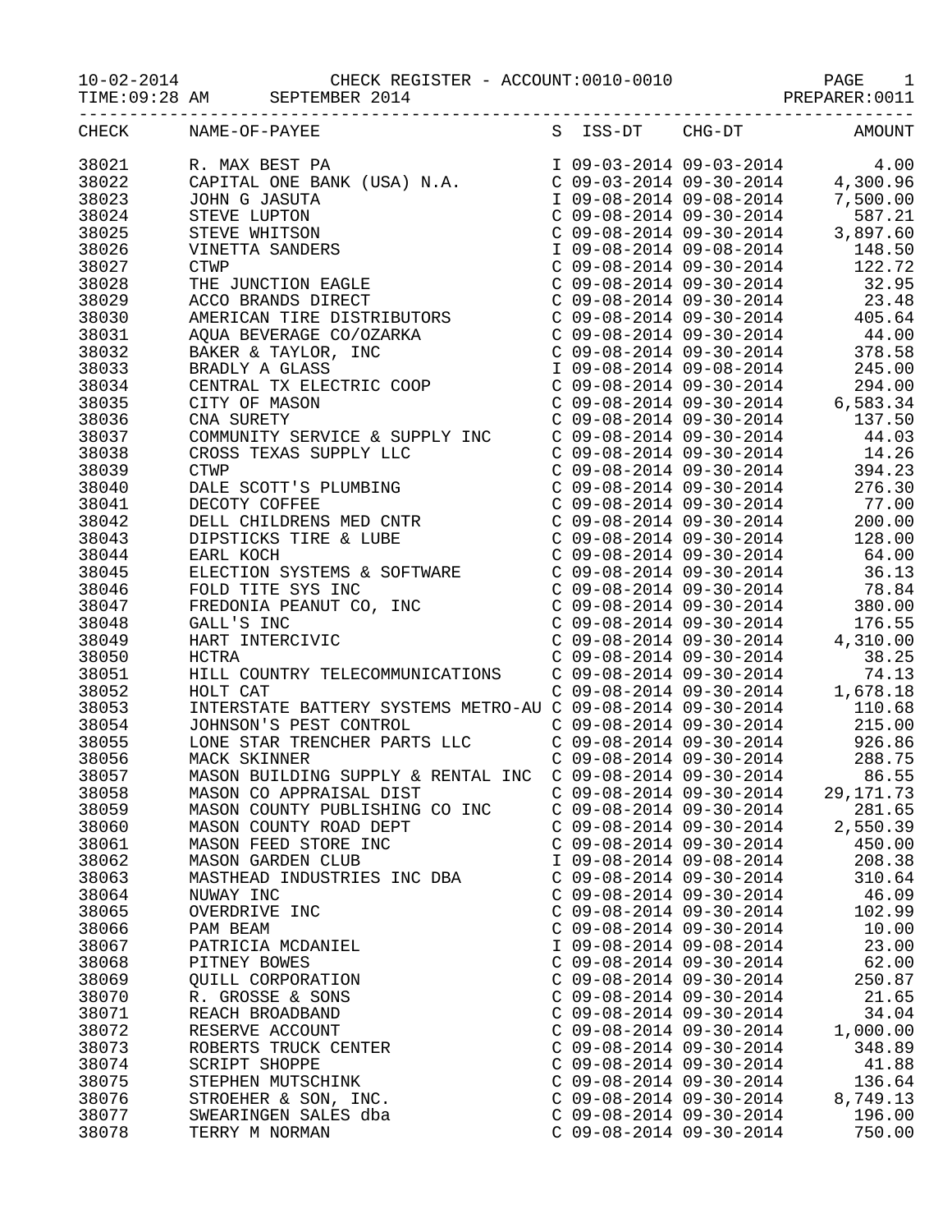10-02-2014 CHECK REGISTER - ACCOUNT:0010-0010

TIME:09:28 AM SEPTEMBER 2014 PREPARER:0011

| CHECK | NAME-OF-PAYEE | S | ISS-DT | CHG-DT | AMOUNT |
|---|---|---|---|---|---|
| 38021 | R. MAX BEST PA | I | 09-03-2014 | 09-03-2014 | 4.00 |
| 38022 | CAPITAL ONE BANK (USA) N.A. | C | 09-03-2014 | 09-30-2014 | 4,300.96 |
| 38023 | JOHN G JASUTA | I | 09-08-2014 | 09-08-2014 | 7,500.00 |
| 38024 | STEVE LUPTON | C | 09-08-2014 | 09-30-2014 | 587.21 |
| 38025 | STEVE WHITSON | C | 09-08-2014 | 09-30-2014 | 3,897.60 |
| 38026 | VINETTA SANDERS | I | 09-08-2014 | 09-08-2014 | 148.50 |
| 38027 | CTWP | C | 09-08-2014 | 09-30-2014 | 122.72 |
| 38028 | THE JUNCTION EAGLE | C | 09-08-2014 | 09-30-2014 | 32.95 |
| 38029 | ACCO BRANDS DIRECT | C | 09-08-2014 | 09-30-2014 | 23.48 |
| 38030 | AMERICAN TIRE DISTRIBUTORS | C | 09-08-2014 | 09-30-2014 | 405.64 |
| 38031 | AQUA BEVERAGE CO/OZARKA | C | 09-08-2014 | 09-30-2014 | 44.00 |
| 38032 | BAKER & TAYLOR, INC | C | 09-08-2014 | 09-30-2014 | 378.58 |
| 38033 | BRADLY A GLASS | I | 09-08-2014 | 09-08-2014 | 245.00 |
| 38034 | CENTRAL TX ELECTRIC COOP | C | 09-08-2014 | 09-30-2014 | 294.00 |
| 38035 | CITY OF MASON | C | 09-08-2014 | 09-30-2014 | 6,583.34 |
| 38036 | CNA SURETY | C | 09-08-2014 | 09-30-2014 | 137.50 |
| 38037 | COMMUNITY SERVICE & SUPPLY INC | C | 09-08-2014 | 09-30-2014 | 44.03 |
| 38038 | CROSS TEXAS SUPPLY LLC | C | 09-08-2014 | 09-30-2014 | 14.26 |
| 38039 | CTWP | C | 09-08-2014 | 09-30-2014 | 394.23 |
| 38040 | DALE SCOTT'S PLUMBING | C | 09-08-2014 | 09-30-2014 | 276.30 |
| 38041 | DECOTY COFFEE | C | 09-08-2014 | 09-30-2014 | 77.00 |
| 38042 | DELL CHILDRENS MED CNTR | C | 09-08-2014 | 09-30-2014 | 200.00 |
| 38043 | DIPSTICKS TIRE & LUBE | C | 09-08-2014 | 09-30-2014 | 128.00 |
| 38044 | EARL KOCH | C | 09-08-2014 | 09-30-2014 | 64.00 |
| 38045 | ELECTION SYSTEMS & SOFTWARE | C | 09-08-2014 | 09-30-2014 | 36.13 |
| 38046 | FOLD TITE SYS INC | C | 09-08-2014 | 09-30-2014 | 78.84 |
| 38047 | FREDONIA PEANUT CO, INC | C | 09-08-2014 | 09-30-2014 | 380.00 |
| 38048 | GALL'S INC | C | 09-08-2014 | 09-30-2014 | 176.55 |
| 38049 | HART INTERCIVIC | C | 09-08-2014 | 09-30-2014 | 4,310.00 |
| 38050 | HCTRA | C | 09-08-2014 | 09-30-2014 | 38.25 |
| 38051 | HILL COUNTRY TELECOMMUNICATIONS | C | 09-08-2014 | 09-30-2014 | 74.13 |
| 38052 | HOLT CAT | C | 09-08-2014 | 09-30-2014 | 1,678.18 |
| 38053 | INTERSTATE BATTERY SYSTEMS METRO-AU | C | 09-08-2014 | 09-30-2014 | 110.68 |
| 38054 | JOHNSON'S PEST CONTROL | C | 09-08-2014 | 09-30-2014 | 215.00 |
| 38055 | LONE STAR TRENCHER PARTS LLC | C | 09-08-2014 | 09-30-2014 | 926.86 |
| 38056 | MACK SKINNER | C | 09-08-2014 | 09-30-2014 | 288.75 |
| 38057 | MASON BUILDING SUPPLY & RENTAL INC | C | 09-08-2014 | 09-30-2014 | 86.55 |
| 38058 | MASON CO APPRAISAL DIST | C | 09-08-2014 | 09-30-2014 | 29,171.73 |
| 38059 | MASON COUNTY PUBLISHING CO INC | C | 09-08-2014 | 09-30-2014 | 281.65 |
| 38060 | MASON COUNTY ROAD DEPT | C | 09-08-2014 | 09-30-2014 | 2,550.39 |
| 38061 | MASON FEED STORE INC | C | 09-08-2014 | 09-30-2014 | 450.00 |
| 38062 | MASON GARDEN CLUB | I | 09-08-2014 | 09-08-2014 | 208.38 |
| 38063 | MASTHEAD INDUSTRIES INC DBA | C | 09-08-2014 | 09-30-2014 | 310.64 |
| 38064 | NUWAY INC | C | 09-08-2014 | 09-30-2014 | 46.09 |
| 38065 | OVERDRIVE INC | C | 09-08-2014 | 09-30-2014 | 102.99 |
| 38066 | PAM BEAM | C | 09-08-2014 | 09-30-2014 | 10.00 |
| 38067 | PATRICIA MCDANIEL | I | 09-08-2014 | 09-08-2014 | 23.00 |
| 38068 | PITNEY BOWES | C | 09-08-2014 | 09-30-2014 | 62.00 |
| 38069 | QUILL CORPORATION | C | 09-08-2014 | 09-30-2014 | 250.87 |
| 38070 | R. GROSSE & SONS | C | 09-08-2014 | 09-30-2014 | 21.65 |
| 38071 | REACH BROADBAND | C | 09-08-2014 | 09-30-2014 | 34.04 |
| 38072 | RESERVE ACCOUNT | C | 09-08-2014 | 09-30-2014 | 1,000.00 |
| 38073 | ROBERTS TRUCK CENTER | C | 09-08-2014 | 09-30-2014 | 348.89 |
| 38074 | SCRIPT SHOPPE | C | 09-08-2014 | 09-30-2014 | 41.88 |
| 38075 | STEPHEN MUTSCHINK | C | 09-08-2014 | 09-30-2014 | 136.64 |
| 38076 | STROEHER & SON, INC. | C | 09-08-2014 | 09-30-2014 | 8,749.13 |
| 38077 | SWEARINGEN SALES dba | C | 09-08-2014 | 09-30-2014 | 196.00 |
| 38078 | TERRY M NORMAN | C | 09-08-2014 | 09-30-2014 | 750.00 |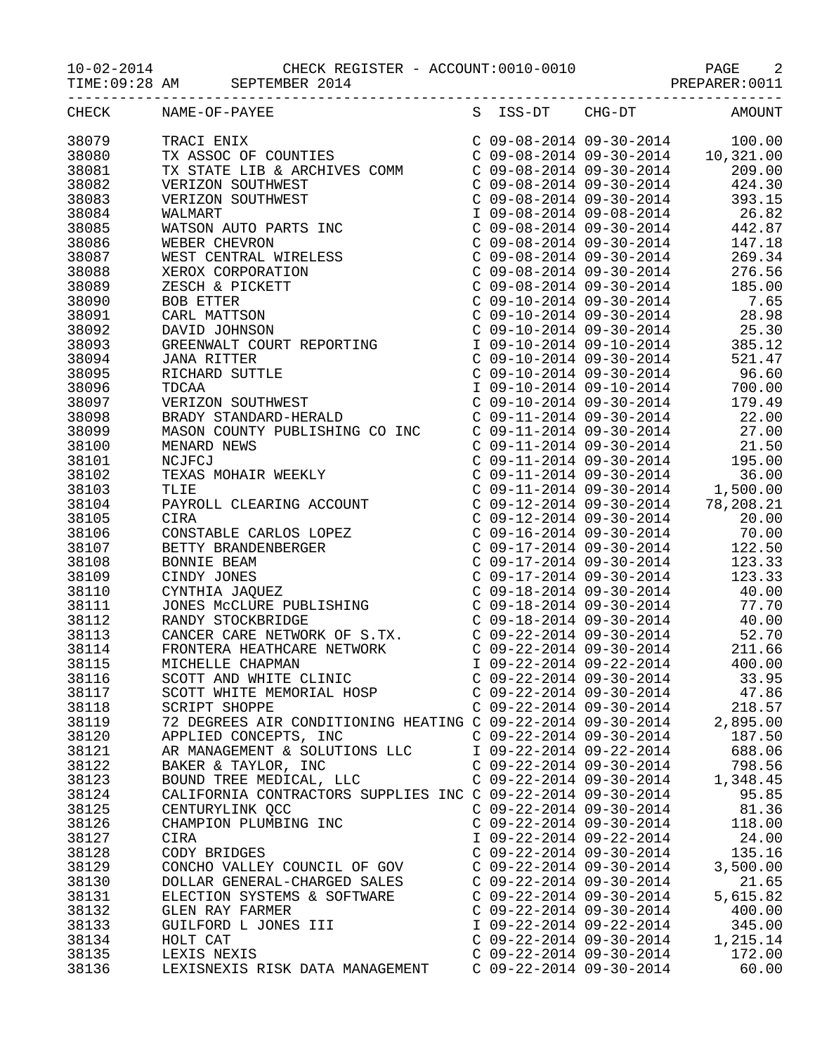10-02-2014 CHECK REGISTER - ACCOUNT:0010-0010
TIME:09:28 AM SEPTEMBER 2014 PREPARER:0011

| CHECK | NAME-OF-PAYEE | S | ISS-DT | CHG-DT | AMOUNT |
|---|---|---|---|---|---|
| 38079 | TRACI ENIX | C | 09-08-2014 | 09-30-2014 | 100.00 |
| 38080 | TX ASSOC OF COUNTIES | C | 09-08-2014 | 09-30-2014 | 10,321.00 |
| 38081 | TX STATE LIB & ARCHIVES COMM | C | 09-08-2014 | 09-30-2014 | 209.00 |
| 38082 | VERIZON SOUTHWEST | C | 09-08-2014 | 09-30-2014 | 424.30 |
| 38083 | VERIZON SOUTHWEST | C | 09-08-2014 | 09-30-2014 | 393.15 |
| 38084 | WALMART | I | 09-08-2014 | 09-08-2014 | 26.82 |
| 38085 | WATSON AUTO PARTS INC | C | 09-08-2014 | 09-30-2014 | 442.87 |
| 38086 | WEBER CHEVRON | C | 09-08-2014 | 09-30-2014 | 147.18 |
| 38087 | WEST CENTRAL WIRELESS | C | 09-08-2014 | 09-30-2014 | 269.34 |
| 38088 | XEROX CORPORATION | C | 09-08-2014 | 09-30-2014 | 276.56 |
| 38089 | ZESCH & PICKETT | C | 09-08-2014 | 09-30-2014 | 185.00 |
| 38090 | BOB ETTER | C | 09-10-2014 | 09-30-2014 | 7.65 |
| 38091 | CARL MATTSON | C | 09-10-2014 | 09-30-2014 | 28.98 |
| 38092 | DAVID JOHNSON | C | 09-10-2014 | 09-30-2014 | 25.30 |
| 38093 | GREENWALT COURT REPORTING | I | 09-10-2014 | 09-10-2014 | 385.12 |
| 38094 | JANA RITTER | C | 09-10-2014 | 09-30-2014 | 521.47 |
| 38095 | RICHARD SUTTLE | C | 09-10-2014 | 09-30-2014 | 96.60 |
| 38096 | TDCAA | I | 09-10-2014 | 09-10-2014 | 700.00 |
| 38097 | VERIZON SOUTHWEST | C | 09-10-2014 | 09-30-2014 | 179.49 |
| 38098 | BRADY STANDARD-HERALD | C | 09-11-2014 | 09-30-2014 | 22.00 |
| 38099 | MASON COUNTY PUBLISHING CO INC | C | 09-11-2014 | 09-30-2014 | 27.00 |
| 38100 | MENARD NEWS | C | 09-11-2014 | 09-30-2014 | 21.50 |
| 38101 | NCJFCJ | C | 09-11-2014 | 09-30-2014 | 195.00 |
| 38102 | TEXAS MOHAIR WEEKLY | C | 09-11-2014 | 09-30-2014 | 36.00 |
| 38103 | TLIE | C | 09-11-2014 | 09-30-2014 | 1,500.00 |
| 38104 | PAYROLL CLEARING ACCOUNT | C | 09-12-2014 | 09-30-2014 | 78,208.21 |
| 38105 | CIRA | C | 09-12-2014 | 09-30-2014 | 20.00 |
| 38106 | CONSTABLE CARLOS LOPEZ | C | 09-16-2014 | 09-30-2014 | 70.00 |
| 38107 | BETTY BRANDENBERGER | C | 09-17-2014 | 09-30-2014 | 122.50 |
| 38108 | BONNIE BEAM | C | 09-17-2014 | 09-30-2014 | 123.33 |
| 38109 | CINDY JONES | C | 09-17-2014 | 09-30-2014 | 123.33 |
| 38110 | CYNTHIA JAQUEZ | C | 09-18-2014 | 09-30-2014 | 40.00 |
| 38111 | JONES McCLURE PUBLISHING | C | 09-18-2014 | 09-30-2014 | 77.70 |
| 38112 | RANDY STOCKBRIDGE | C | 09-18-2014 | 09-30-2014 | 40.00 |
| 38113 | CANCER CARE NETWORK OF S.TX. | C | 09-22-2014 | 09-30-2014 | 52.70 |
| 38114 | FRONTERA HEATHCARE NETWORK | C | 09-22-2014 | 09-30-2014 | 211.66 |
| 38115 | MICHELLE CHAPMAN | I | 09-22-2014 | 09-22-2014 | 400.00 |
| 38116 | SCOTT AND WHITE CLINIC | C | 09-22-2014 | 09-30-2014 | 33.95 |
| 38117 | SCOTT WHITE MEMORIAL HOSP | C | 09-22-2014 | 09-30-2014 | 47.86 |
| 38118 | SCRIPT SHOPPE | C | 09-22-2014 | 09-30-2014 | 218.57 |
| 38119 | 72 DEGREES AIR CONDITIONING HEATING | C | 09-22-2014 | 09-30-2014 | 2,895.00 |
| 38120 | APPLIED CONCEPTS, INC | C | 09-22-2014 | 09-30-2014 | 187.50 |
| 38121 | AR MANAGEMENT & SOLUTIONS LLC | I | 09-22-2014 | 09-22-2014 | 688.06 |
| 38122 | BAKER & TAYLOR, INC | C | 09-22-2014 | 09-30-2014 | 798.56 |
| 38123 | BOUND TREE MEDICAL, LLC | C | 09-22-2014 | 09-30-2014 | 1,348.45 |
| 38124 | CALIFORNIA CONTRACTORS SUPPLIES INC | C | 09-22-2014 | 09-30-2014 | 95.85 |
| 38125 | CENTURYLINK QCC | C | 09-22-2014 | 09-30-2014 | 81.36 |
| 38126 | CHAMPION PLUMBING INC | C | 09-22-2014 | 09-30-2014 | 118.00 |
| 38127 | CIRA | I | 09-22-2014 | 09-22-2014 | 24.00 |
| 38128 | CODY BRIDGES | C | 09-22-2014 | 09-30-2014 | 135.16 |
| 38129 | CONCHO VALLEY COUNCIL OF GOV | C | 09-22-2014 | 09-30-2014 | 3,500.00 |
| 38130 | DOLLAR GENERAL-CHARGED SALES | C | 09-22-2014 | 09-30-2014 | 21.65 |
| 38131 | ELECTION SYSTEMS & SOFTWARE | C | 09-22-2014 | 09-30-2014 | 5,615.82 |
| 38132 | GLEN RAY FARMER | C | 09-22-2014 | 09-30-2014 | 400.00 |
| 38133 | GUILFORD L JONES III | I | 09-22-2014 | 09-22-2014 | 345.00 |
| 38134 | HOLT CAT | C | 09-22-2014 | 09-30-2014 | 1,215.14 |
| 38135 | LEXIS NEXIS | C | 09-22-2014 | 09-30-2014 | 172.00 |
| 38136 | LEXISNEXIS RISK DATA MANAGEMENT | C | 09-22-2014 | 09-30-2014 | 60.00 |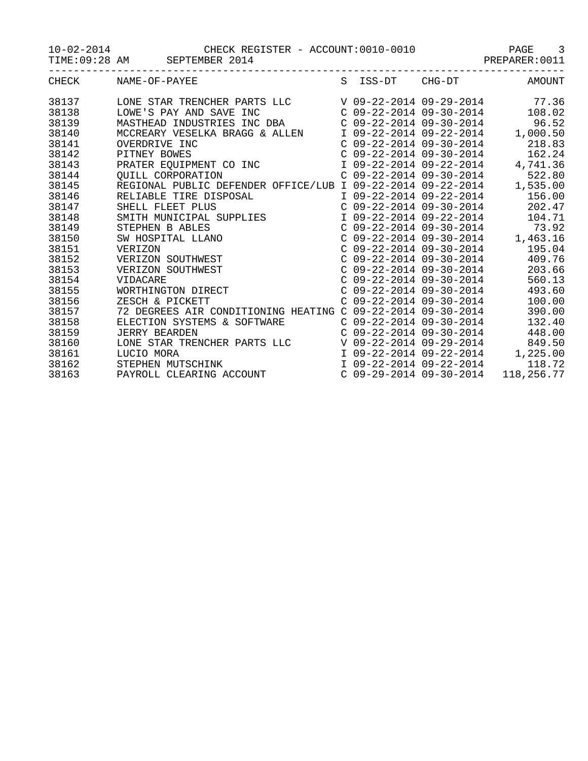CHECK REGISTER - ACCOUNT:0010-0010

SEPTEMBER 2014

10-02-2014
TIME:09:28 AM
PREPARER:0011

| CHECK | NAME-OF-PAYEE | S | ISS-DT | CHG-DT | AMOUNT |
|---|---|---|---|---|---|
| 38137 | LONE STAR TRENCHER PARTS LLC | V | 09-22-2014 | 09-29-2014 | 77.36 |
| 38138 | LOWE'S PAY AND SAVE INC | C | 09-22-2014 | 09-30-2014 | 108.02 |
| 38139 | MASTHEAD INDUSTRIES INC DBA | C | 09-22-2014 | 09-30-2014 | 96.52 |
| 38140 | MCCREARY VESELKA BRAGG & ALLEN | I | 09-22-2014 | 09-22-2014 | 1,000.50 |
| 38141 | OVERDRIVE INC | C | 09-22-2014 | 09-30-2014 | 218.83 |
| 38142 | PITNEY BOWES | C | 09-22-2014 | 09-30-2014 | 162.24 |
| 38143 | PRATER EQUIPMENT CO INC | I | 09-22-2014 | 09-22-2014 | 4,741.36 |
| 38144 | QUILL CORPORATION | C | 09-22-2014 | 09-30-2014 | 522.80 |
| 38145 | REGIONAL PUBLIC DEFENDER OFFICE/LUB | I | 09-22-2014 | 09-22-2014 | 1,535.00 |
| 38146 | RELIABLE TIRE DISPOSAL | I | 09-22-2014 | 09-22-2014 | 156.00 |
| 38147 | SHELL FLEET PLUS | C | 09-22-2014 | 09-30-2014 | 202.47 |
| 38148 | SMITH MUNICIPAL SUPPLIES | I | 09-22-2014 | 09-22-2014 | 104.71 |
| 38149 | STEPHEN B ABLES | C | 09-22-2014 | 09-30-2014 | 73.92 |
| 38150 | SW HOSPITAL LLANO | C | 09-22-2014 | 09-30-2014 | 1,463.16 |
| 38151 | VERIZON | C | 09-22-2014 | 09-30-2014 | 195.04 |
| 38152 | VERIZON SOUTHWEST | C | 09-22-2014 | 09-30-2014 | 409.76 |
| 38153 | VERIZON SOUTHWEST | C | 09-22-2014 | 09-30-2014 | 203.66 |
| 38154 | VIDACARE | C | 09-22-2014 | 09-30-2014 | 560.13 |
| 38155 | WORTHINGTON DIRECT | C | 09-22-2014 | 09-30-2014 | 493.60 |
| 38156 | ZESCH & PICKETT | C | 09-22-2014 | 09-30-2014 | 100.00 |
| 38157 | 72 DEGREES AIR CONDITIONING HEATING | C | 09-22-2014 | 09-30-2014 | 390.00 |
| 38158 | ELECTION SYSTEMS & SOFTWARE | C | 09-22-2014 | 09-30-2014 | 132.40 |
| 38159 | JERRY BEARDEN | C | 09-22-2014 | 09-30-2014 | 448.00 |
| 38160 | LONE STAR TRENCHER PARTS LLC | V | 09-22-2014 | 09-29-2014 | 849.50 |
| 38161 | LUCIO MORA | I | 09-22-2014 | 09-22-2014 | 1,225.00 |
| 38162 | STEPHEN MUTSCHINK | I | 09-22-2014 | 09-22-2014 | 118.72 |
| 38163 | PAYROLL CLEARING ACCOUNT | C | 09-29-2014 | 09-30-2014 | 118,256.77 |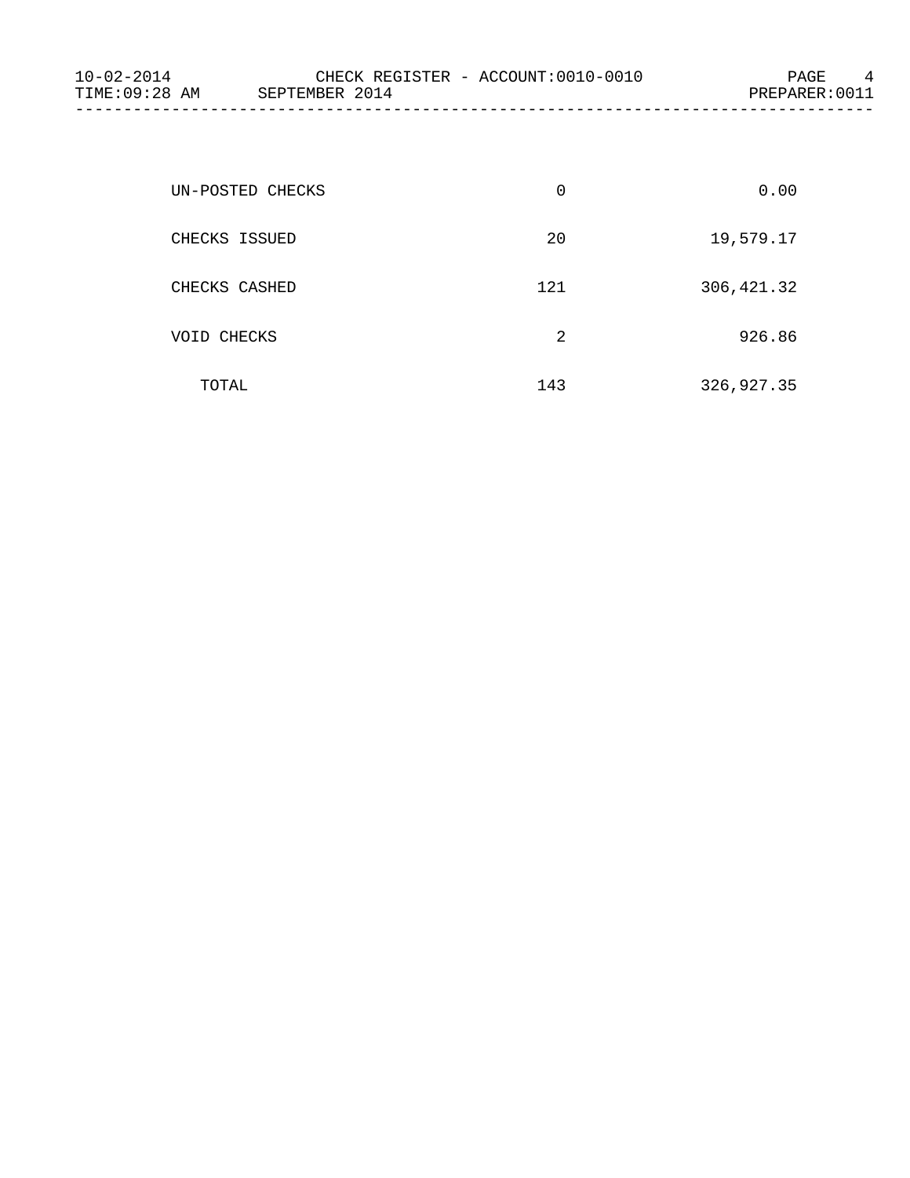| | | |
|---|---|---|
| UN-POSTED CHECKS | 0 | 0.00 |
| CHECKS ISSUED | 20 | 19,579.17 |
| CHECKS CASHED | 121 | 306,421.32 |
| VOID CHECKS | 2 | 926.86 |
| TOTAL | 143 | 326,927.35 |